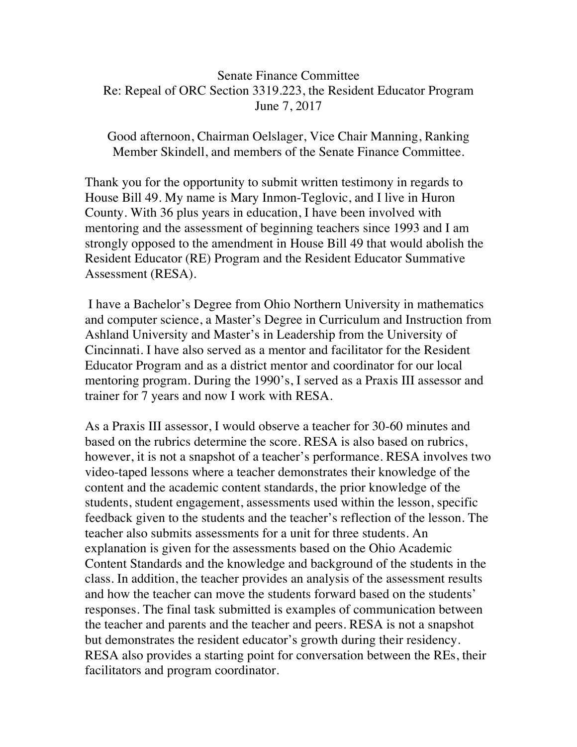Senate Finance Committee
Re: Repeal of ORC Section 3319.223, the Resident Educator Program
June 7, 2017

Good afternoon, Chairman Oelslager, Vice Chair Manning, Ranking Member Skindell, and members of the Senate Finance Committee.

Thank you for the opportunity to submit written testimony in regards to House Bill 49. My name is Mary Inmon-Teglovic, and I live in Huron County. With 36 plus years in education, I have been involved with mentoring and the assessment of beginning teachers since 1993 and I am strongly opposed to the amendment in House Bill 49 that would abolish the Resident Educator (RE) Program and the Resident Educator Summative Assessment (RESA).

I have a Bachelor's Degree from Ohio Northern University in mathematics and computer science, a Master's Degree in Curriculum and Instruction from Ashland University and Master's in Leadership from the University of Cincinnati. I have also served as a mentor and facilitator for the Resident Educator Program and as a district mentor and coordinator for our local mentoring program. During the 1990's, I served as a Praxis III assessor and trainer for 7 years and now I work with RESA.

As a Praxis III assessor, I would observe a teacher for 30-60 minutes and based on the rubrics determine the score. RESA is also based on rubrics, however, it is not a snapshot of a teacher's performance. RESA involves two video-taped lessons where a teacher demonstrates their knowledge of the content and the academic content standards, the prior knowledge of the students, student engagement, assessments used within the lesson, specific feedback given to the students and the teacher's reflection of the lesson. The teacher also submits assessments for a unit for three students. An explanation is given for the assessments based on the Ohio Academic Content Standards and the knowledge and background of the students in the class. In addition, the teacher provides an analysis of the assessment results and how the teacher can move the students forward based on the students' responses. The final task submitted is examples of communication between the teacher and parents and the teacher and peers. RESA is not a snapshot but demonstrates the resident educator's growth during their residency. RESA also provides a starting point for conversation between the REs, their facilitators and program coordinator.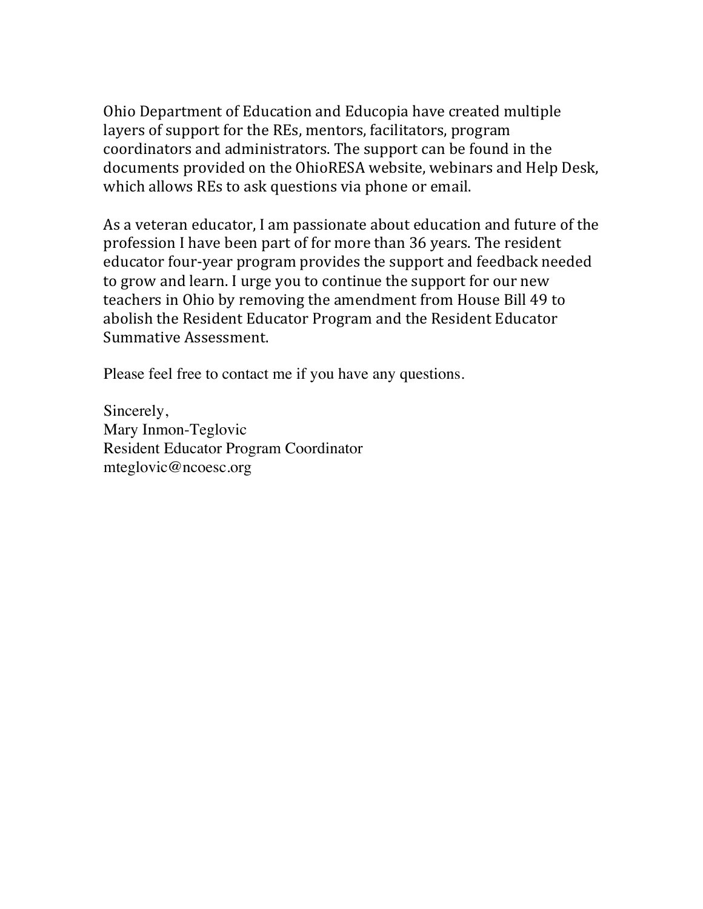Ohio Department of Education and Educopia have created multiple layers of support for the REs, mentors, facilitators, program coordinators and administrators. The support can be found in the documents provided on the OhioRESA website, webinars and Help Desk, which allows REs to ask questions via phone or email.

As a veteran educator, I am passionate about education and future of the profession I have been part of for more than 36 years. The resident educator four-year program provides the support and feedback needed to grow and learn. I urge you to continue the support for our new teachers in Ohio by removing the amendment from House Bill 49 to abolish the Resident Educator Program and the Resident Educator Summative Assessment.

Please feel free to contact me if you have any questions.

Sincerely,
Mary Inmon-Teglovic
Resident Educator Program Coordinator
mteglovic@ncoesc.org